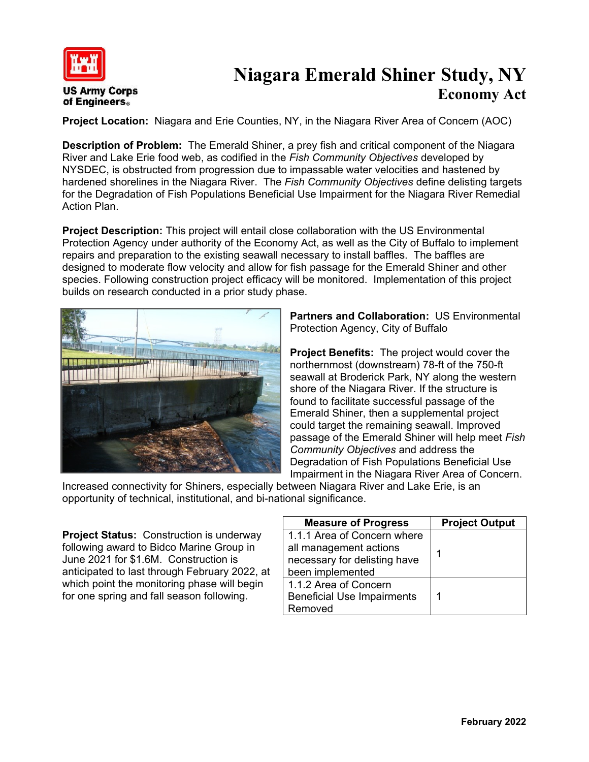US Army Corps of Engineers

# Niagara Emerald Shiner Study, NY
## Economy Act

**Project Location:** Niagara and Erie Counties, NY, in the Niagara River Area of Concern (AOC)

**Description of Problem:** The Emerald Shiner, a prey fish and critical component of the Niagara River and Lake Erie food web, as codified in the *Fish Community Objectives* developed by NYSDEC, is obstructed from progression due to impassable water velocities and hastened by hardened shorelines in the Niagara River. The *Fish Community Objectives* define delisting targets for the Degradation of Fish Populations Beneficial Use Impairment for the Niagara River Remedial Action Plan.

**Project Description:** This project will entail close collaboration with the US Environmental Protection Agency under authority of the Economy Act, as well as the City of Buffalo to implement repairs and preparation to the existing seawall necessary to install baffles. The baffles are designed to moderate flow velocity and allow for fish passage for the Emerald Shiner and other species. Following construction project efficacy will be monitored. Implementation of this project builds on research conducted in a prior study phase.

**Partners and Collaboration:** US Environmental Protection Agency, City of Buffalo

**Project Benefits:** The project would cover the northernmost (downstream) 78-ft of the 750-ft seawall at Broderick Park, NY along the western shore of the Niagara River. If the structure is found to facilitate successful passage of the Emerald Shiner, then a supplemental project could target the remaining seawall. Improved passage of the Emerald Shiner will help meet *Fish Community Objectives* and address the Degradation of Fish Populations Beneficial Use Impairment in the Niagara River Area of Concern. Increased connectivity for Shiners, especially between Niagara River and Lake Erie, is an opportunity of technical, institutional, and bi-national significance.

**Project Status:** Construction is underway following award to Bidco Marine Group in June 2021 for $1.6M. Construction is anticipated to last through February 2022, at which point the monitoring phase will begin for one spring and fall season following.

| Measure of Progress | Project Output |
|---|---|
| 1.1.1 Area of Concern where all management actions necessary for delisting have been implemented | 1 |
| 1.1.2 Area of Concern Beneficial Use Impairments Removed | 1 |

February 2022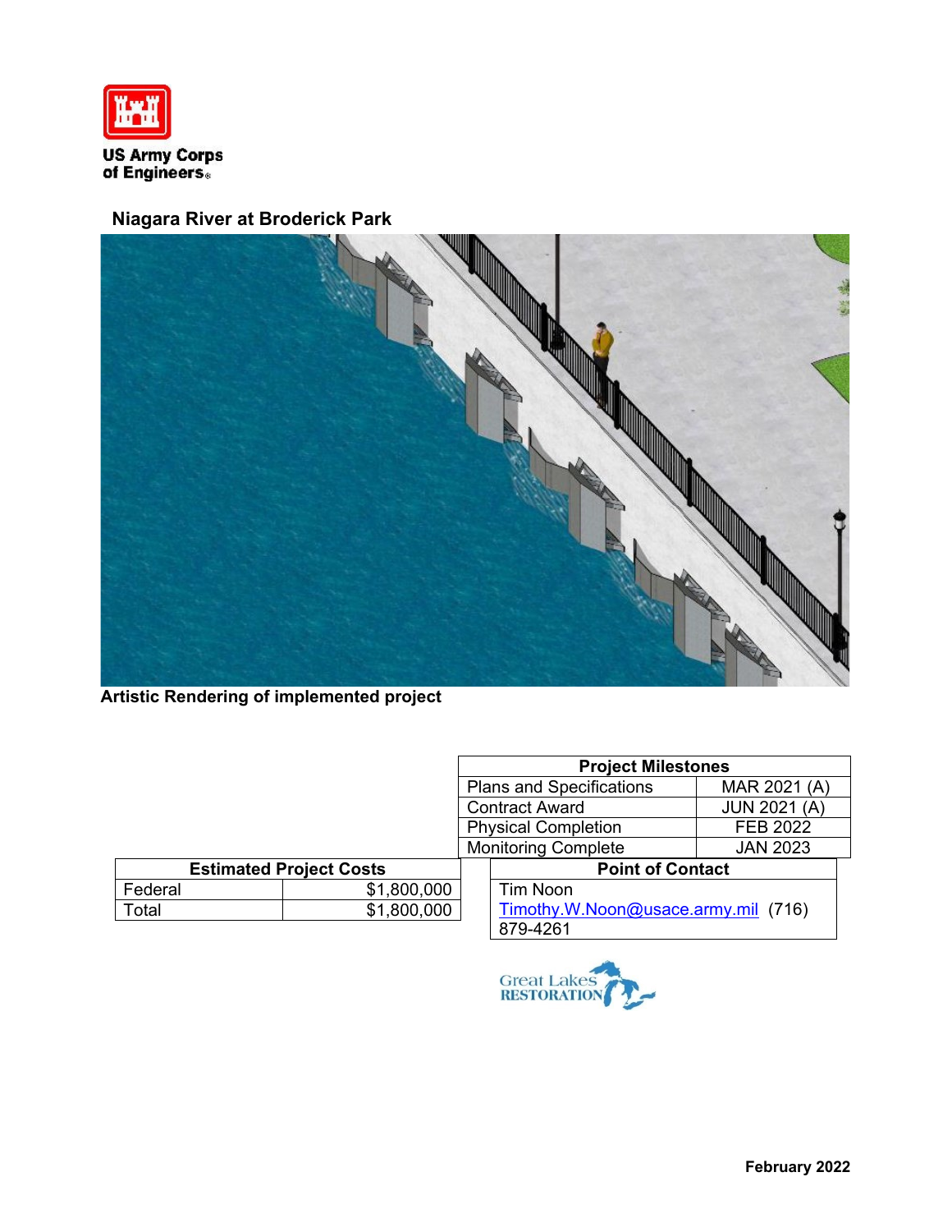US Army Corps of Engineers

## Niagara River at Broderick Park

**Artistic Rendering of implemented project**

| Project Milestones | |
|---|---|
| Plans and Specifications | MAR 2021 (A) |
| Contract Award | JUN 2021 (A) |
| Physical Completion | FEB 2022 |
| Monitoring Complete | JAN 2023 |

| Estimated Project Costs | |
|---|---|
| Federal | $1,800,000 |
| Total | $1,800,000 |

| Point of Contact |
|---|
| Tim Noon<br>Timothy.W.Noon@usace.army.mil (716) 879-4261 |

Great Lakes RESTORATION

**February 2022**